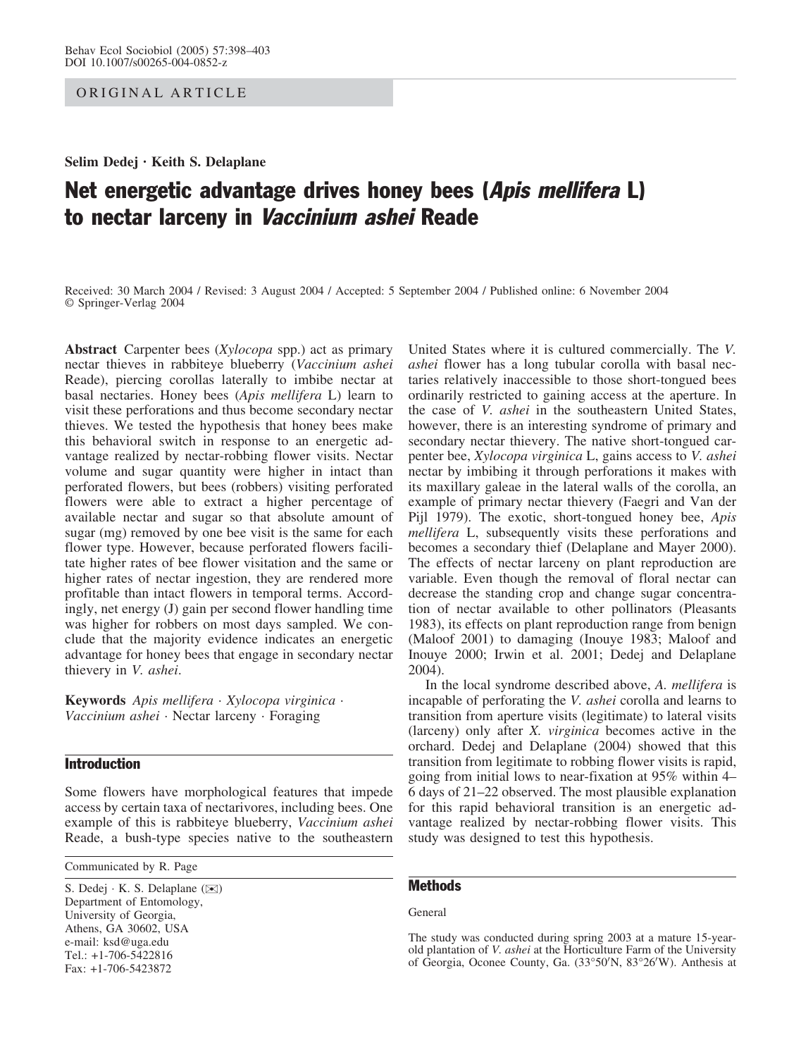ORIGINAL ARTICLE

**Selim Dedej · Keith S. Delaplane**

# Net energetic advantage drives honey bees (*Apis mellifera* L) to nectar larceny in *Vaccinium ashei* Reade

Received: 30 March 2004 / Revised: 3 August 2004 / Accepted: 5 September 2004 / Published online: 6 November 2004
© Springer-Verlag 2004

**Abstract** Carpenter bees (*Xylocopa* spp.) act as primary nectar thieves in rabbiteye blueberry (*Vaccinium ashei* Reade), piercing corollas laterally to imbibe nectar at basal nectaries. Honey bees (*Apis mellifera* L) learn to visit these perforations and thus become secondary nectar thieves. We tested the hypothesis that honey bees make this behavioral switch in response to an energetic advantage realized by nectar-robbing flower visits. Nectar volume and sugar quantity were higher in intact than perforated flowers, but bees (robbers) visiting perforated flowers were able to extract a higher percentage of available nectar and sugar so that absolute amount of sugar (mg) removed by one bee visit is the same for each flower type. However, because perforated flowers facilitate higher rates of bee flower visitation and the same or higher rates of nectar ingestion, they are rendered more profitable than intact flowers in temporal terms. Accordingly, net energy (J) gain per second flower handling time was higher for robbers on most days sampled. We conclude that the majority evidence indicates an energetic advantage for honey bees that engage in secondary nectar thievery in *V. ashei*.

**Keywords** *Apis mellifera* · *Xylocopa virginica* · *Vaccinium ashei* · Nectar larceny · Foraging

## Introduction

Some flowers have morphological features that impede access by certain taxa of nectarivores, including bees. One example of this is rabbiteye blueberry, *Vaccinium ashei* Reade, a bush-type species native to the southeastern United States where it is cultured commercially. The *V. ashei* flower has a long tubular corolla with basal nectaries relatively inaccessible to those short-tongued bees ordinarily restricted to gaining access at the aperture. In the case of *V. ashei* in the southeastern United States, however, there is an interesting syndrome of primary and secondary nectar thievery. The native short-tongued carpenter bee, *Xylocopa virginica* L, gains access to *V. ashei* nectar by imbibing it through perforations it makes with its maxillary galeae in the lateral walls of the corolla, an example of primary nectar thievery (Faegri and Van der Pijl 1979). The exotic, short-tongued honey bee, *Apis mellifera* L, subsequently visits these perforations and becomes a secondary thief (Delaplane and Mayer 2000). The effects of nectar larceny on plant reproduction are variable. Even though the removal of floral nectar can decrease the standing crop and change sugar concentration of nectar available to other pollinators (Pleasants 1983), its effects on plant reproduction range from benign (Maloof 2001) to damaging (Inouye 1983; Maloof and Inouye 2000; Irwin et al. 2001; Dedej and Delaplane 2004).

In the local syndrome described above, *A. mellifera* is incapable of perforating the *V. ashei* corolla and learns to transition from aperture visits (legitimate) to lateral visits (larceny) only after *X. virginica* becomes active in the orchard. Dedej and Delaplane (2004) showed that this transition from legitimate to robbing flower visits is rapid, going from initial lows to near-fixation at 95% within 4–6 days of 21–22 observed. The most plausible explanation for this rapid behavioral transition is an energetic advantage realized by nectar-robbing flower visits. This study was designed to test this hypothesis.

Communicated by R. Page

S. Dedej · K. S. Delaplane (✉)
Department of Entomology,
University of Georgia,
Athens, GA 30602, USA
e-mail: ksd@uga.edu
Tel.: +1-706-5422816
Fax: +1-706-5423872

## Methods

General

The study was conducted during spring 2003 at a mature 15-year-old plantation of *V. ashei* at the Horticulture Farm of the University of Georgia, Oconee County, Ga. (33°50′N, 83°26′W). Anthesis at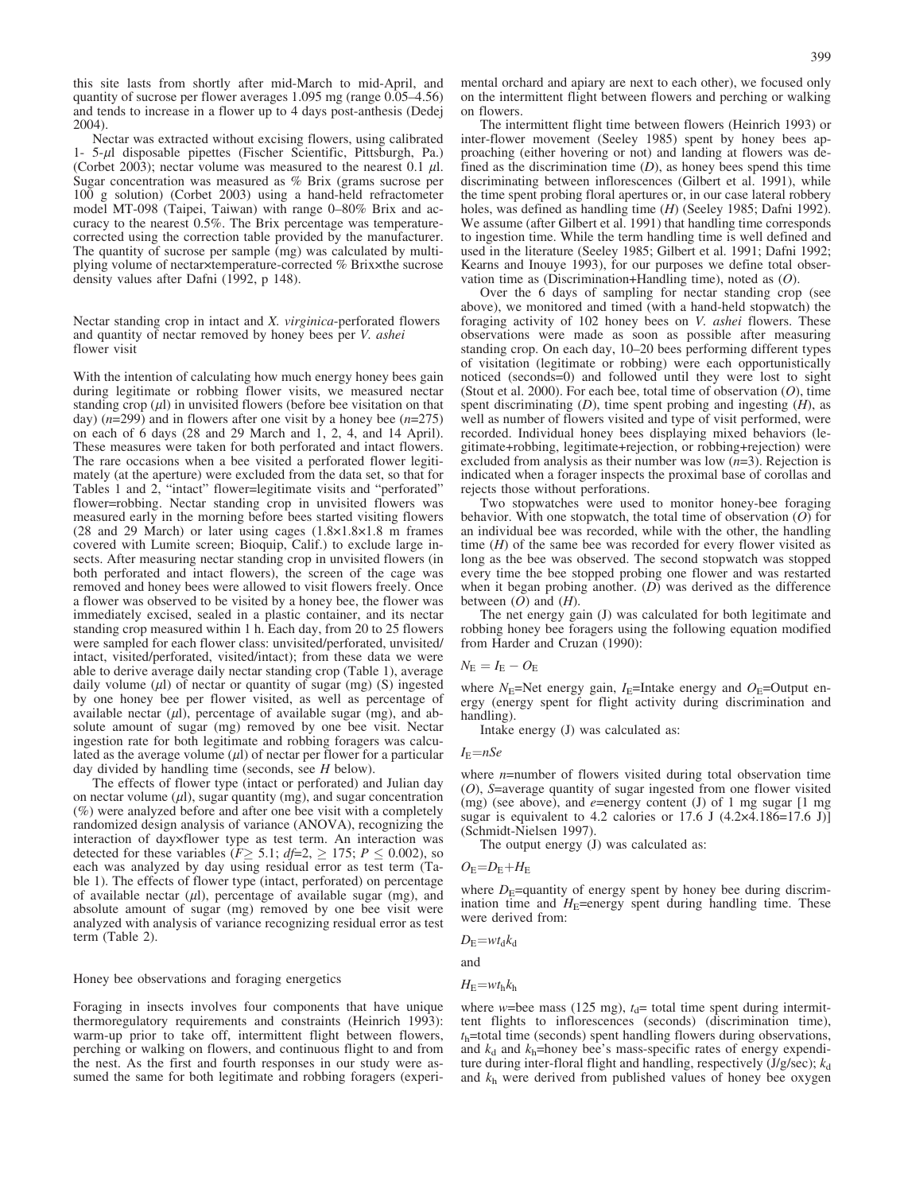this site lasts from shortly after mid-March to mid-April, and quantity of sucrose per flower averages 1.095 mg (range 0.05–4.56) and tends to increase in a flower up to 4 days post-anthesis (Dedej 2004).

Nectar was extracted without excising flowers, using calibrated 1- 5-μl disposable pipettes (Fischer Scientific, Pittsburgh, Pa.) (Corbet 2003); nectar volume was measured to the nearest 0.1 μl. Sugar concentration was measured as % Brix (grams sucrose per 100 g solution) (Corbet 2003) using a hand-held refractometer model MT-098 (Taipei, Taiwan) with range 0–80% Brix and accuracy to the nearest 0.5%. The Brix percentage was temperature-corrected using the correction table provided by the manufacturer. The quantity of sucrose per sample (mg) was calculated by multiplying volume of nectar×temperature-corrected % Brix×the sucrose density values after Dafni (1992, p 148).

### Nectar standing crop in intact and *X. virginica*-perforated flowers and quantity of nectar removed by honey bees per *V. ashei* flower visit

With the intention of calculating how much energy honey bees gain during legitimate or robbing flower visits, we measured nectar standing crop (μl) in unvisited flowers (before bee visitation on that day) ($n$=299) and in flowers after one visit by a honey bee ($n$=275) on each of 6 days (28 and 29 March and 1, 2, 4, and 14 April). These measures were taken for both perforated and intact flowers. The rare occasions when a bee visited a perforated flower legitimately (at the aperture) were excluded from the data set, so that for Tables 1 and 2, "intact" flower=legitimate visits and "perforated" flower=robbing. Nectar standing crop in unvisited flowers was measured early in the morning before bees started visiting flowers (28 and 29 March) or later using cages (1.8×1.8×1.8 m frames covered with Lumite screen; Bioquip, Calif.) to exclude large insects. After measuring nectar standing crop in unvisited flowers (in both perforated and intact flowers), the screen of the cage was removed and honey bees were allowed to visit flowers freely. Once a flower was observed to be visited by a honey bee, the flower was immediately excised, sealed in a plastic container, and its nectar standing crop measured within 1 h. Each day, from 20 to 25 flowers were sampled for each flower class: unvisited/perforated, unvisited/intact, visited/perforated, visited/intact); from these data we were able to derive average daily nectar standing crop (Table 1), average daily volume (μl) of nectar or quantity of sugar (mg) (S) ingested by one honey bee per flower visited, as well as percentage of available nectar (μl), percentage of available sugar (mg), and absolute amount of sugar (mg) removed by one bee visit. Nectar ingestion rate for both legitimate and robbing foragers was calculated as the average volume (μl) of nectar per flower for a particular day divided by handling time (seconds, see $H$ below).

The effects of flower type (intact or perforated) and Julian day on nectar volume (μl), sugar quantity (mg), and sugar concentration (%) were analyzed before and after one bee visit with a completely randomized design analysis of variance (ANOVA), recognizing the interaction of day×flower type as test term. An interaction was detected for these variables ($F\geq$ 5.1; $df$=2, $\geq$ 175; $P\leq 0.002$), so each was analyzed by day using residual error as test term (Table 1). The effects of flower type (intact, perforated) on percentage of available nectar (μl), percentage of available sugar (mg), and absolute amount of sugar (mg) removed by one bee visit were analyzed with analysis of variance recognizing residual error as test term (Table 2).

### Honey bee observations and foraging energetics

Foraging in insects involves four components that have unique thermoregulatory requirements and constraints (Heinrich 1993): warm-up prior to take off, intermittent flight between flowers, perching or walking on flowers, and continuous flight to and from the nest. As the first and fourth responses in our study were assumed the same for both legitimate and robbing foragers (experimental orchard and apiary are next to each other), we focused only on the intermittent flight between flowers and perching or walking on flowers.

The intermittent flight time between flowers (Heinrich 1993) or inter-flower movement (Seeley 1985) spent by honey bees approaching (either hovering or not) and landing at flowers was defined as the discrimination time ($D$), as honey bees spend this time discriminating between inflorescences (Gilbert et al. 1991), while the time spent probing floral apertures or, in our case lateral robbery holes, was defined as handling time ($H$) (Seeley 1985; Dafni 1992). We assume (after Gilbert et al. 1991) that handling time corresponds to ingestion time. While the term handling time is well defined and used in the literature (Seeley 1985; Gilbert et al. 1991; Dafni 1992; Kearns and Inouye 1993), for our purposes we define total observation time as (Discrimination+Handling time), noted as ($O$).

Over the 6 days of sampling for nectar standing crop (see above), we monitored and timed (with a hand-held stopwatch) the foraging activity of 102 honey bees on *V. ashei* flowers. These observations were made as soon as possible after measuring standing crop. On each day, 10–20 bees performing different types of visitation (legitimate or robbing) were each opportunistically noticed (seconds=0) and followed until they were lost to sight (Stout et al. 2000). For each bee, total time of observation ($O$), time spent discriminating ($D$), time spent probing and ingesting ($H$), as well as number of flowers visited and type of visit performed, were recorded. Individual honey bees displaying mixed behaviors (legitimate+robbing, legitimate+rejection, or robbing+rejection) were excluded from analysis as their number was low ($n$=3). Rejection is indicated when a forager inspects the proximal base of corollas and rejects those without perforations.

Two stopwatches were used to monitor honey-bee foraging behavior. With one stopwatch, the total time of observation ($O$) for an individual bee was recorded, while with the other, the handling time ($H$) of the same bee was recorded for every flower visited as long as the bee was observed. The second stopwatch was stopped every time the bee stopped probing one flower and was restarted when it began probing another. ($D$) was derived as the difference between ($O$) and ($H$).

The net energy gain (J) was calculated for both legitimate and robbing honey bee foragers using the following equation modified from Harder and Cruzan (1990):

$$N_E = I_E - O_E$$

where $N_E$=Net energy gain, $I_E$=Intake energy and $O_E$=Output energy (energy spent for flight activity during discrimination and handling).

Intake energy (J) was calculated as:

$$I_E = nSe$$

where $n$=number of flowers visited during total observation time ($O$), $S$=average quantity of sugar ingested from one flower visited (mg) (see above), and $e$=energy content (J) of 1 mg sugar [1 mg sugar is equivalent to 4.2 calories or 17.6 J (4.2×4.186=17.6 J)] (Schmidt-Nielsen 1997).

The output energy (J) was calculated as:

$$O_E = D_E + H_E$$

where $D_E$=quantity of energy spent by honey bee during discrimination time and $H_E$=energy spent during handling time. These were derived from:

$$D_E = wt_dk_d$$

and

$$H_E = wt_hk_h$$

where $w$=bee mass (125 mg), $t_d$= total time spent during intermittent flights to inflorescences (seconds) (discrimination time), $t_h$=total time (seconds) spent handling flowers during observations, and $k_d$ and $k_h$=honey bee's mass-specific rates of energy expenditure during inter-floral flight and handling, respectively (J/g/sec); $k_d$ and $k_h$ were derived from published values of honey bee oxygen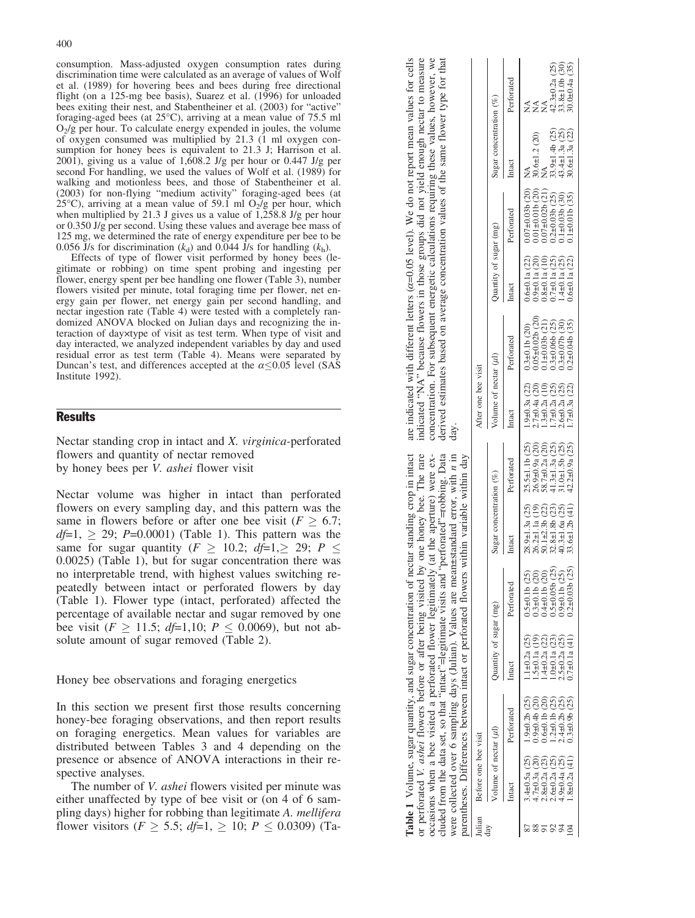consumption. Mass-adjusted oxygen consumption rates during discrimination time were calculated as an average of values of Wolf et al. (1989) for hovering bees and bees during free directional flight (on a 125-mg bee basis), Suarez et al. (1996) for unloaded bees exiting their nest, and Stabentheiner et al. (2003) for "active" foraging-aged bees (at 25°C), arriving at a mean value of 75.5 ml $O_2$/g per hour. To calculate energy expended in joules, the volume of oxygen consumed was multiplied by 21.3 (1 ml oxygen consumption for honey bees is equivalent to 21.3 J; Harrison et al. 2001), giving us a value of 1,608.2 J/g per hour or 0.447 J/g per second For handling, we used the values of Wolf et al. (1989) for walking and motionless bees, and those of Stabentheiner et al. (2003) for non-flying "medium activity" foraging-aged bees (at 25°C), arriving at a mean value of 59.1 ml $O_2$/g per hour, which when multiplied by 21.3 J gives us a value of 1,258.8 J/g per hour or 0.350 J/g per second. Using these values and average bee mass of 125 mg, we determined the rate of energy expenditure per bee to be 0.056 J/s for discrimination ($k_d$) and 0.044 J/s for handling ($k_h$).

Effects of type of flower visit performed by honey bees (legitimate or robbing) on time spent probing and ingesting per flower, energy spent per bee handling one flower (Table 3), number flowers visited per minute, total foraging time per flower, net energy gain per flower, net energy gain per second handling, and nectar ingestion rate (Table 4) were tested with a completely randomized ANOVA blocked on Julian days and recognizing the interaction of day×type of visit as test term. When type of visit and day interacted, we analyzed independent variables by day and used residual error as test term (Table 4). Means were separated by Duncan's test, and differences accepted at the $\alpha \leq 0.05$ level (SAS Institute 1992).

## Results

Nectar standing crop in intact and *X. virginica*-perforated flowers and quantity of nectar removed by honey bees per *V. ashei* flower visit

Nectar volume was higher in intact than perforated flowers on every sampling day, and this pattern was the same in flowers before or after one bee visit ($F \geq 6.7$; $df$=1, $\geq$ 29; $P$=0.0001) (Table 1). This pattern was the same for sugar quantity ($F \geq 10.2$; $df$=1,$\geq$ 29; $P \leq 0.0025$) (Table 1), but for sugar concentration there was no interpretable trend, with highest values switching repeatedly between intact or perforated flowers by day (Table 1). Flower type (intact, perforated) affected the percentage of available nectar and sugar removed by one bee visit ($F \geq 11.5$; $df$=1,10; $P \leq 0.0069$), but not absolute amount of sugar removed (Table 2).

Honey bee observations and foraging energetics

In this section we present first those results concerning honey-bee foraging observations, and then report results on foraging energetics. Mean values for variables are distributed between Tables 3 and 4 depending on the presence or absence of ANOVA interactions in their respective analyses.

The number of *V. ashei* flowers visited per minute was either unaffected by type of bee visit or (on 4 of 6 sampling days) higher for robbing than legitimate *A. mellifera* flower visitors ($F \geq 5.5$; $df$=1, $\geq$ 10; $P \leq 0.0309$) (Ta-

**Table 1** Volume, sugar quantity, and sugar concentration of nectar standing crop in intact or perforated *V. ashei* flowers before or after being visited by one honey bee. The rare occasions when a bee visited a perforated flower legitimately (at the aperture) were excluded from the data set, so that "intact"=legitimate visits and "perforated"=robbing. Data were collected over 6 sampling days (Julian). Values are mean±standard error, with *n* in parentheses. Differences between intact or perforated flowers within variable within day are indicated with different letters (α=0.05 level). We do not report mean values for cells indicated "NA" because flowers in those groups did not yield enough nectar to measure concentration. For subsequent energetic calculations requiring these values, however, we derived estimates based on average concentration values of the same flower type for that day.

| Julian day | Before one bee visit | | | | | | After one bee visit | | | | | |
|---|---|---|---|---|---|---|---|---|---|---|---|---|
| | Volume of nectar (μl) | | Quantity of sugar (mg) | | Sugar concentration (%) | | Volume of nectar (μl) | | Quantity of sugar (mg) | | Sugar concentration (%) | |
| | Intact | Perforated | Intact | Perforated | Intact | Perforated | Intact | Perforated | Intact | Perforated | Intact | Perforated |
| 87 | 3.4±0.5a (25) | 1.9±0.2b (25) | 1.1±0.2a (25) | 0.5±0.1b (25) | 28.9±1.3a (25) | 25.5±1.1b (25) | 1.9±0.3a (22) | 0.3±0.1b (20) | 0.6±0.1a (22) | 0.07±0.03b (20) | NA | NA |
| 88 | 4.7±0.3a (20) | 0.9±0.4b (20) | 1.5±0.1a (19) | 0.3±0.1b (20) | 26.2±1.1a (19) | 26.9±0.9a (20) | 2.7±0.4a (20) | 0.05±0.02b (20) | 0.9±0.1a (20) | 0.01±0.01b (20) | 30.6±1.2 (20) | NA |
| 91 | 2.8±0.2a (23) | 0.6±0.1b (20) | 1.4±0.2a (22) | 0.4±0.1b (20) | 50.1±2.3b (22) | 58.7±0.2a (20) | 1.3±0.2a (10) | 0.1±0.03b (21) | 0.8±0.1a (10) | 0.07±0.02b (21) | NA | NA |
| 92 | 2.6±0.2a (25) | 1.2±0.1b (25) | 1.0±0.1a (23) | 0.5±0.05b (25) | 32.8±1.8b (23) | 41.3±1.3a (25) | 1.7±0.2a (25) | 0.3±0.06b (25) | 0.7±0.1a (25) | 0.2±0.03b (25) | 33.9±1.4b (25) | 42.3±0.2a (25) |
| 94 | 4.9±0.4a (25) | 2.4±0.2b (25) | 2.5±0.2a (25) | 0.9±0.1b (25) | 40.3±1.6a (25) | 31.0±1.5b (25) | 2.6±0.2a (25) | 0.3±0.07b (30) | 1.4±0.1a (25) | 0.1±0.03b (30) | 43.4±1.3a (25) | 33.8±1.0b (30) |
| 104 | 1.8±0.2a (41) | 0.3±0.9b (25) | 0.7±0.1a (41) | 0.2±0.03b (25) | 33.6±1.2b (41) | 42.2±0.9a (25) | 1.7±0.3a (22) | 0.2±0.04b (35) | 0.6±0.1a (22) | 0.1±0.01b (35) | 30.6±1.3a (22) | 30.0±0.4a (35) |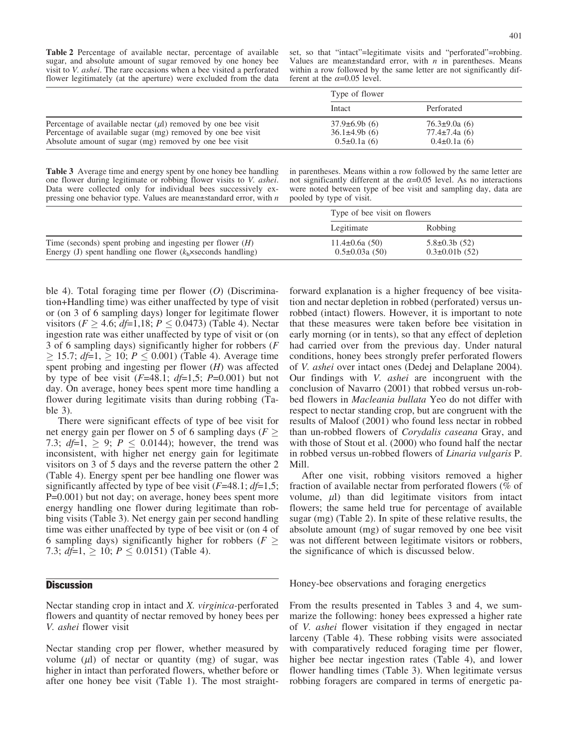**Table 2** Percentage of available nectar, percentage of available sugar, and absolute amount of sugar removed by one honey bee visit to *V. ashei*. The rare occasions when a bee visited a perforated flower legitimately (at the aperture) were excluded from the data set, so that "intact"=legitimate visits and "perforated"=robbing. Values are mean±standard error, with *n* in parentheses. Means within a row followed by the same letter are not significantly different at the α=0.05 level.

| | Type of flower | |
|---|---|---|
| | Intact | Perforated |
| Percentage of available nectar (μl) removed by one bee visit | 37.9±6.9b (6) | 76.3±9.0a (6) |
| Percentage of available sugar (mg) removed by one bee visit | 36.1±4.9b (6) | 77.4±7.4a (6) |
| Absolute amount of sugar (mg) removed by one bee visit | 0.5±0.1a (6) | 0.4±0.1a (6) |

**Table 3** Average time and energy spent by one honey bee handling one flower during legitimate or robbing flower visits to *V. ashei*. Data were collected only for individual bees successively expressing one behavior type. Values are mean±standard error, with *n* in parentheses. Means within a row followed by the same letter are not significantly different at the α=0.05 level. As no interactions were noted between type of bee visit and sampling day, data are pooled by type of visit.

| | Type of bee visit on flowers | |
|---|---|---|
| | Legitimate | Robbing |
| Time (seconds) spent probing and ingesting per flower (*H*) | 11.4±0.6a (50) | 5.8±0.3b (52) |
| Energy (J) spent handling one flower ($k_h$×seconds handling) | 0.5±0.03a (50) | 0.3±0.01b (52) |

ble 4). Total foraging time per flower (*O*) (Discrimination+Handling time) was either unaffected by type of visit or (on 3 of 6 sampling days) longer for legitimate flower visitors ($F \geq 4.6$; $df$=1,18; $P \leq 0.0473$) (Table 4). Nectar ingestion rate was either unaffected by type of visit or (on 3 of 6 sampling days) significantly higher for robbers ($F \geq 15.7$; $df$=1, $\geq 10$; $P \leq 0.001$) (Table 4). Average time spent probing and ingesting per flower (*H*) was affected by type of bee visit ($F$=48.1; $df$=1,5; $P$=0.001) but not day. On average, honey bees spent more time handling a flower during legitimate visits than during robbing (Table 3).

There were significant effects of type of bee visit for net energy gain per flower on 5 of 6 sampling days ($F \geq 7.3$; $df$=1, $\geq 9$; $P \leq 0.0144$); however, the trend was inconsistent, with higher net energy gain for legitimate visitors on 3 of 5 days and the reverse pattern the other 2 (Table 4). Energy spent per bee handling one flower was significantly affected by type of bee visit ($F$=48.1; $df$=1,5; P=0.001) but not day; on average, honey bees spent more energy handling one flower during legitimate than robbing visits (Table 3). Net energy gain per second handling time was either unaffected by type of bee visit or (on 4 of 6 sampling days) significantly higher for robbers ($F \geq 7.3$; $df$=1, $\geq 10$; $P \leq 0.0151$) (Table 4).

## Discussion

Nectar standing crop in intact and *X. virginica*-perforated flowers and quantity of nectar removed by honey bees per *V. ashei* flower visit

Nectar standing crop per flower, whether measured by volume (μl) of nectar or quantity (mg) of sugar, was higher in intact than perforated flowers, whether before or after one honey bee visit (Table 1). The most straightforward explanation is a higher frequency of bee visitation and nectar depletion in robbed (perforated) versus unrobbed (intact) flowers. However, it is important to note that these measures were taken before bee visitation in early morning (or in tents), so that any effect of depletion had carried over from the previous day. Under natural conditions, honey bees strongly prefer perforated flowers of *V. ashei* over intact ones (Dedej and Delaplane 2004). Our findings with *V. ashei* are incongruent with the conclusion of Navarro (2001) that robbed versus un-robbed flowers in *Macleania bullata* Yeo do not differ with respect to nectar standing crop, but are congruent with the results of Maloof (2001) who found less nectar in robbed than un-robbed flowers of *Corydalis caseana* Gray, and with those of Stout et al. (2000) who found half the nectar in robbed versus un-robbed flowers of *Linaria vulgaris* P. Mill.

After one visit, robbing visitors removed a higher fraction of available nectar from perforated flowers (% of volume, μl) than did legitimate visitors from intact flowers; the same held true for percentage of available sugar (mg) (Table 2). In spite of these relative results, the absolute amount (mg) of sugar removed by one bee visit was not different between legitimate visitors or robbers, the significance of which is discussed below.

Honey-bee observations and foraging energetics

From the results presented in Tables 3 and 4, we summarize the following: honey bees expressed a higher rate of *V. ashei* flower visitation if they engaged in nectar larceny (Table 4). These robbing visits were associated with comparatively reduced foraging time per flower, higher bee nectar ingestion rates (Table 4), and lower flower handling times (Table 3). When legitimate versus robbing foragers are compared in terms of energetic pa-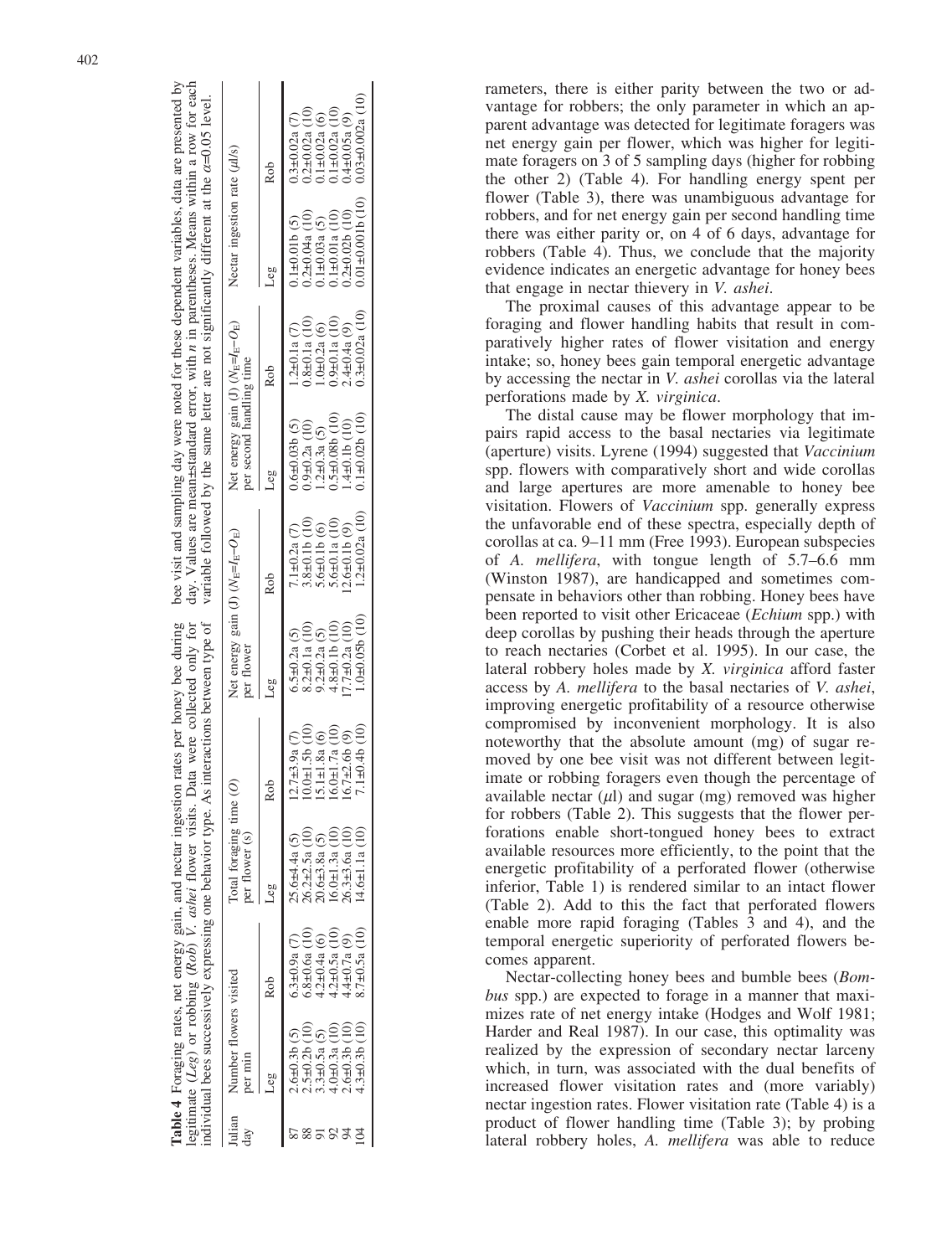**Table 4** Foraging rates, net energy gain, and nectar ingestion rates per honey bee during legitimate (*Leg*) or robbing (*Rob*) *V. ashei* flower visits. Data were collected only for individual bees successively expressing one behavior type. As interactions between type of bee visit and sampling day were noted for these dependent variables, data are presented by day. Values are mean±standard error, with *n* in parentheses. Means within a row for each variable followed by the same letter are not significantly different at the $\alpha$=0.05 level.

| Julian day | Number flowers visited per min | | Total foraging time ($O$) per flower (s) | | Net energy gain (J) ($N_E = I_E - O_E$) per flower | | Net energy gain (J) ($N_E = I_E - O_E$) per second handling time | | Nectar ingestion rate ($\mu$l/s) | |
|---|---|---|---|---|---|---|---|---|---|---|
| | Leg | Rob | Leg | Rob | Leg | Rob | Leg | Rob | Leg | Rob |
| 87 | 2.6±0.3b (5) | 6.3±0.9a (7) | 25.6±4.4a (5) | 12.7±3.9a (7) | 6.5±0.2a (5) | 7.1±0.2a (7) | 0.6±0.03b (5) | 1.2±0.1a (7) | 0.1±0.01b (5) | 0.3±0.02a (7) |
| 88 | 2.5±0.2b (10) | 6.8±0.6a (10) | 26.2±2.5a (10) | 10.0±1.5b (10) | 8.2±0.1a (10) | 3.8±0.1b (10) | 0.9±0.2a (10) | 0.8±0.1a (10) | 0.2±0.04a (10) | 0.2±0.02a (10) |
| 91 | 3.3±0.5a (5) | 4.2±0.4a (6) | 20.6±3.8a (5) | 15.1±1.8a (6) | 9.2±0.2a (5) | 5.6±0.1b (6) | 1.2±0.3a (5) | 1.0±0.2a (6) | 0.1±0.03a (5) | 0.1±0.02a (6) |
| 92 | 4.0±0.3a (10) | 4.2±0.5a (10) | 16.0±1.3a (10) | 16.0±1.7a (10) | 4.8±0.1b (10) | 5.6±0.1a (10) | 0.5±0.08b (10) | 0.9±0.1a (10) | 0.1±0.01a (10) | 0.1±0.02a (10) |
| 94 | 2.6±0.3b (10) | 4.4±0.7a (9) | 26.3±3.6a (10) | 16.7±2.6b (9) | 17.7±0.2a (10) | 12.6±0.1b (9) | 1.4±0.1b (10) | 2.4±0.4a (9) | 0.2±0.02b (10) | 0.4±0.05a (9) |
| 104 | 4.3±0.3b (10) | 8.7±0.5a (10) | 14.6±1.1a (10) | 7.1±0.4b (10) | 1.0±0.05b (10) | 1.2±0.02a (10) | 0.1±0.02b (10) | 0.3±0.02a (10) | 0.01±0.001b (10) | 0.03±0.002a (10) |

rameters, there is either parity between the two or advantage for robbers; the only parameter in which an apparent advantage was detected for legitimate foragers was net energy gain per flower, which was higher for legitimate foragers on 3 of 5 sampling days (higher for robbing the other 2) (Table 4). For handling energy spent per flower (Table 3), there was unambiguous advantage for robbers, and for net energy gain per second handling time there was either parity or, on 4 of 6 days, advantage for robbers (Table 4). Thus, we conclude that the majority evidence indicates an energetic advantage for honey bees that engage in nectar thievery in *V. ashei*.

The proximal causes of this advantage appear to be foraging and flower handling habits that result in comparatively higher rates of flower visitation and energy intake; so, honey bees gain temporal energetic advantage by accessing the nectar in *V. ashei* corollas via the lateral perforations made by *X. virginica*.

The distal cause may be flower morphology that impairs rapid access to the basal nectaries via legitimate (aperture) visits. Lyrene (1994) suggested that *Vaccinium* spp. flowers with comparatively short and wide corollas and large apertures are more amenable to honey bee visitation. Flowers of *Vaccinium* spp. generally express the unfavorable end of these spectra, especially depth of corollas at ca. 9–11 mm (Free 1993). European subspecies of *A. mellifera*, with tongue length of 5.7–6.6 mm (Winston 1987), are handicapped and sometimes compensate in behaviors other than robbing. Honey bees have been reported to visit other Ericaceae (*Echium* spp.) with deep corollas by pushing their heads through the aperture to reach nectaries (Corbet et al. 1995). In our case, the lateral robbery holes made by *X. virginica* afford faster access by *A. mellifera* to the basal nectaries of *V. ashei*, improving energetic profitability of a resource otherwise compromised by inconvenient morphology. It is also noteworthy that the absolute amount (mg) of sugar removed by one bee visit was not different between legitimate or robbing foragers even though the percentage of available nectar ($\mu$l) and sugar (mg) removed was higher for robbers (Table 2). This suggests that the flower perforations enable short-tongued honey bees to extract available resources more efficiently, to the point that the energetic profitability of a perforated flower (otherwise inferior, Table 1) is rendered similar to an intact flower (Table 2). Add to this the fact that perforated flowers enable more rapid foraging (Tables 3 and 4), and the temporal energetic superiority of perforated flowers becomes apparent.

Nectar-collecting honey bees and bumble bees (*Bombus* spp.) are expected to forage in a manner that maximizes rate of net energy intake (Hodges and Wolf 1981; Harder and Real 1987). In our case, this optimality was realized by the expression of secondary nectar larceny which, in turn, was associated with the dual benefits of increased flower visitation rates and (more variably) nectar ingestion rates. Flower visitation rate (Table 4) is a product of flower handling time (Table 3); by probing lateral robbery holes, *A. mellifera* was able to reduce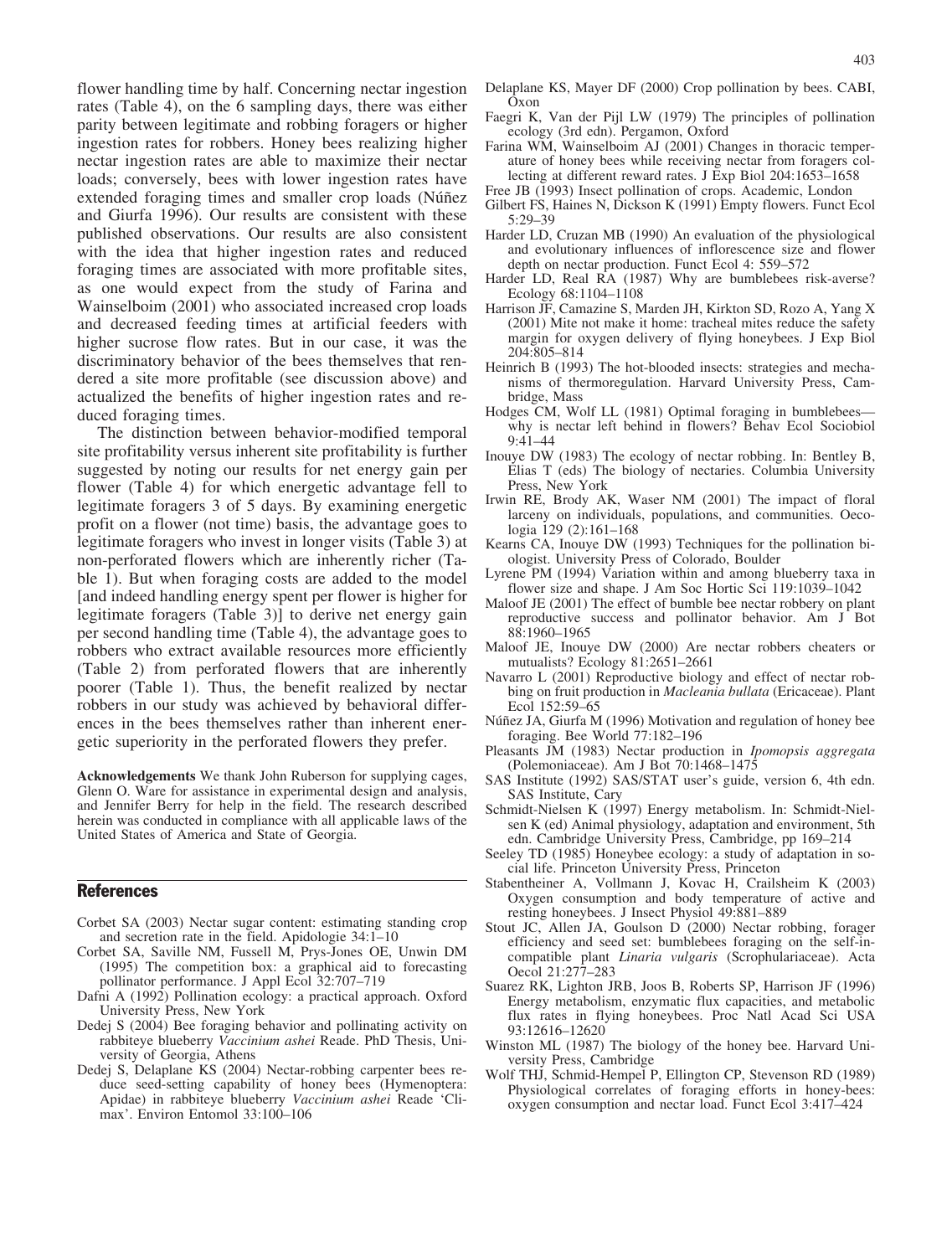flower handling time by half. Concerning nectar ingestion rates (Table 4), on the 6 sampling days, there was either parity between legitimate and robbing foragers or higher ingestion rates for robbers. Honey bees realizing higher nectar ingestion rates are able to maximize their nectar loads; conversely, bees with lower ingestion rates have extended foraging times and smaller crop loads (Núñez and Giurfa 1996). Our results are consistent with these published observations. Our results are also consistent with the idea that higher ingestion rates and reduced foraging times are associated with more profitable sites, as one would expect from the study of Farina and Wainselboim (2001) who associated increased crop loads and decreased feeding times at artificial feeders with higher sucrose flow rates. But in our case, it was the discriminatory behavior of the bees themselves that rendered a site more profitable (see discussion above) and actualized the benefits of higher ingestion rates and reduced foraging times.

The distinction between behavior-modified temporal site profitability versus inherent site profitability is further suggested by noting our results for net energy gain per flower (Table 4) for which energetic advantage fell to legitimate foragers 3 of 5 days. By examining energetic profit on a flower (not time) basis, the advantage goes to legitimate foragers who invest in longer visits (Table 3) at non-perforated flowers which are inherently richer (Table 1). But when foraging costs are added to the model [and indeed handling energy spent per flower is higher for legitimate foragers (Table 3)] to derive net energy gain per second handling time (Table 4), the advantage goes to robbers who extract available resources more efficiently (Table 2) from perforated flowers that are inherently poorer (Table 1). Thus, the benefit realized by nectar robbers in our study was achieved by behavioral differences in the bees themselves rather than inherent energetic superiority in the perforated flowers they prefer.

**Acknowledgements** We thank John Ruberson for supplying cages, Glenn O. Ware for assistance in experimental design and analysis, and Jennifer Berry for help in the field. The research described herein was conducted in compliance with all applicable laws of the United States of America and State of Georgia.

## References

Corbet SA (2003) Nectar sugar content: estimating standing crop and secretion rate in the field. Apidologie 34:1–10

Corbet SA, Saville NM, Fussell M, Prys-Jones OE, Unwin DM (1995) The competition box: a graphical aid to forecasting pollinator performance. J Appl Ecol 32:707–719

Dafni A (1992) Pollination ecology: a practical approach. Oxford University Press, New York

Dedej S (2004) Bee foraging behavior and pollinating activity on rabbiteye blueberry *Vaccinium ashei* Reade. PhD Thesis, University of Georgia, Athens

Dedej S, Delaplane KS (2004) Nectar-robbing carpenter bees reduce seed-setting capability of honey bees (Hymenoptera: Apidae) in rabbiteye blueberry *Vaccinium ashei* Reade 'Climax'. Environ Entomol 33:100–106

Delaplane KS, Mayer DF (2000) Crop pollination by bees. CABI, Oxon

Faegri K, Van der Pijl LW (1979) The principles of pollination ecology (3rd edn). Pergamon, Oxford

Farina WM, Wainselboim AJ (2001) Changes in thoracic temperature of honey bees while receiving nectar from foragers collecting at different reward rates. J Exp Biol 204:1653–1658

Free JB (1993) Insect pollination of crops. Academic, London

Gilbert FS, Haines N, Dickson K (1991) Empty flowers. Funct Ecol 5:29–39

Harder LD, Cruzan MB (1990) An evaluation of the physiological and evolutionary influences of inflorescence size and flower depth on nectar production. Funct Ecol 4: 559–572

Harder LD, Real RA (1987) Why are bumblebees risk-averse? Ecology 68:1104–1108

Harrison JF, Camazine S, Marden JH, Kirkton SD, Rozo A, Yang X (2001) Mite not make it home: tracheal mites reduce the safety margin for oxygen delivery of flying honeybees. J Exp Biol 204:805–814

Heinrich B (1993) The hot-blooded insects: strategies and mechanisms of thermoregulation. Harvard University Press, Cambridge, Mass

Hodges CM, Wolf LL (1981) Optimal foraging in bumblebees—why is nectar left behind in flowers? Behav Ecol Sociobiol 9:41–44

Inouye DW (1983) The ecology of nectar robbing. In: Bentley B, Elias T (eds) The biology of nectaries. Columbia University Press, New York

Irwin RE, Brody AK, Waser NM (2001) The impact of floral larceny on individuals, populations, and communities. Oecologia 129 (2):161–168

Kearns CA, Inouye DW (1993) Techniques for the pollination biologist. University Press of Colorado, Boulder

Lyrene PM (1994) Variation within and among blueberry taxa in flower size and shape. J Am Soc Hortic Sci 119:1039–1042

Maloof JE (2001) The effect of bumble bee nectar robbery on plant reproductive success and pollinator behavior. Am J Bot 88:1960–1965

Maloof JE, Inouye DW (2000) Are nectar robbers cheaters or mutualists? Ecology 81:2651–2661

Navarro L (2001) Reproductive biology and effect of nectar robbing on fruit production in *Macleania bullata* (Ericaceae). Plant Ecol 152:59–65

Núñez JA, Giurfa M (1996) Motivation and regulation of honey bee foraging. Bee World 77:182–196

Pleasants JM (1983) Nectar production in *Ipomopsis aggregata* (Polemoniaceae). Am J Bot 70:1468–1475

SAS Institute (1992) SAS/STAT user's guide, version 6, 4th edn. SAS Institute, Cary

Schmidt-Nielsen K (1997) Energy metabolism. In: Schmidt-Nielsen K (ed) Animal physiology, adaptation and environment, 5th edn. Cambridge University Press, Cambridge, pp 169–214

Seeley TD (1985) Honeybee ecology: a study of adaptation in social life. Princeton University Press, Princeton

Stabentheiner A, Vollmann J, Kovac H, Crailsheim K (2003) Oxygen consumption and body temperature of active and resting honeybees. J Insect Physiol 49:881–889

Stout JC, Allen JA, Goulson D (2000) Nectar robbing, forager efficiency and seed set: bumblebees foraging on the self-incompatible plant *Linaria vulgaris* (Scrophulariaceae). Acta Oecol 21:277–283

Suarez RK, Lighton JRB, Joos B, Roberts SP, Harrison JF (1996) Energy metabolism, enzymatic flux capacities, and metabolic flux rates in flying honeybees. Proc Natl Acad Sci USA 93:12616–12620

Winston ML (1987) The biology of the honey bee. Harvard University Press, Cambridge

Wolf THJ, Schmid-Hempel P, Ellington CP, Stevenson RD (1989) Physiological correlates of foraging efforts in honey-bees: oxygen consumption and nectar load. Funct Ecol 3:417–424